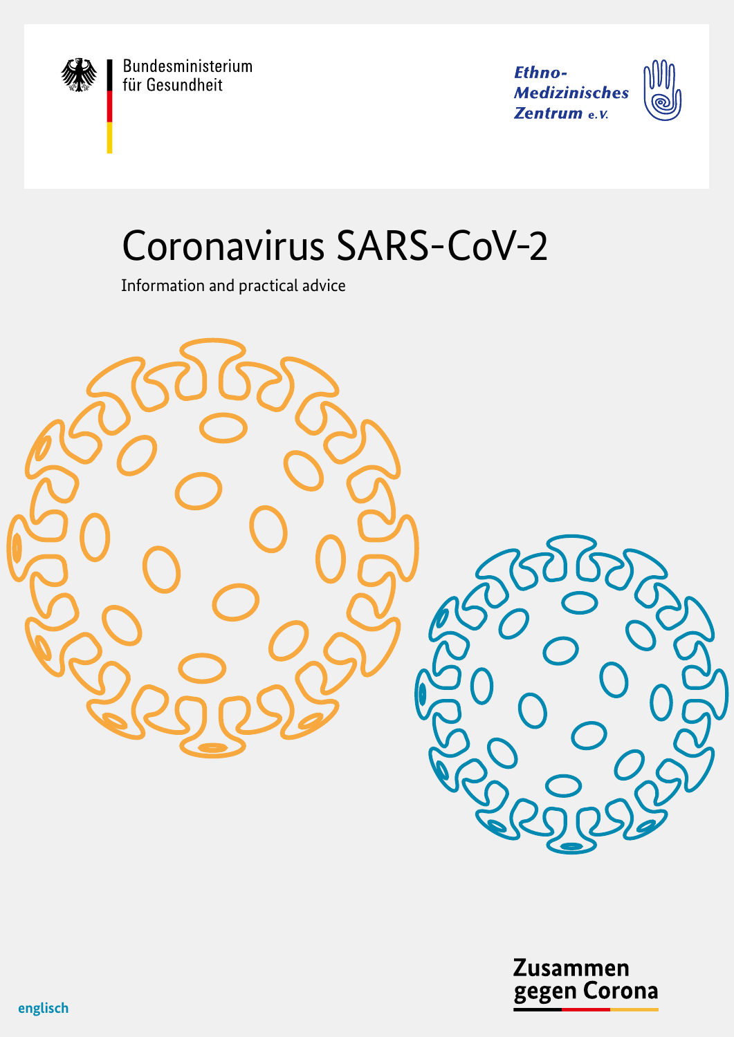Bundesministerium für Gesundheit

*Ethno-Medizinisches Zentrum e.V.*

# Coronavirus SARS-CoV-2

Information and practical advice

**Zusammen gegen Corona**

englisch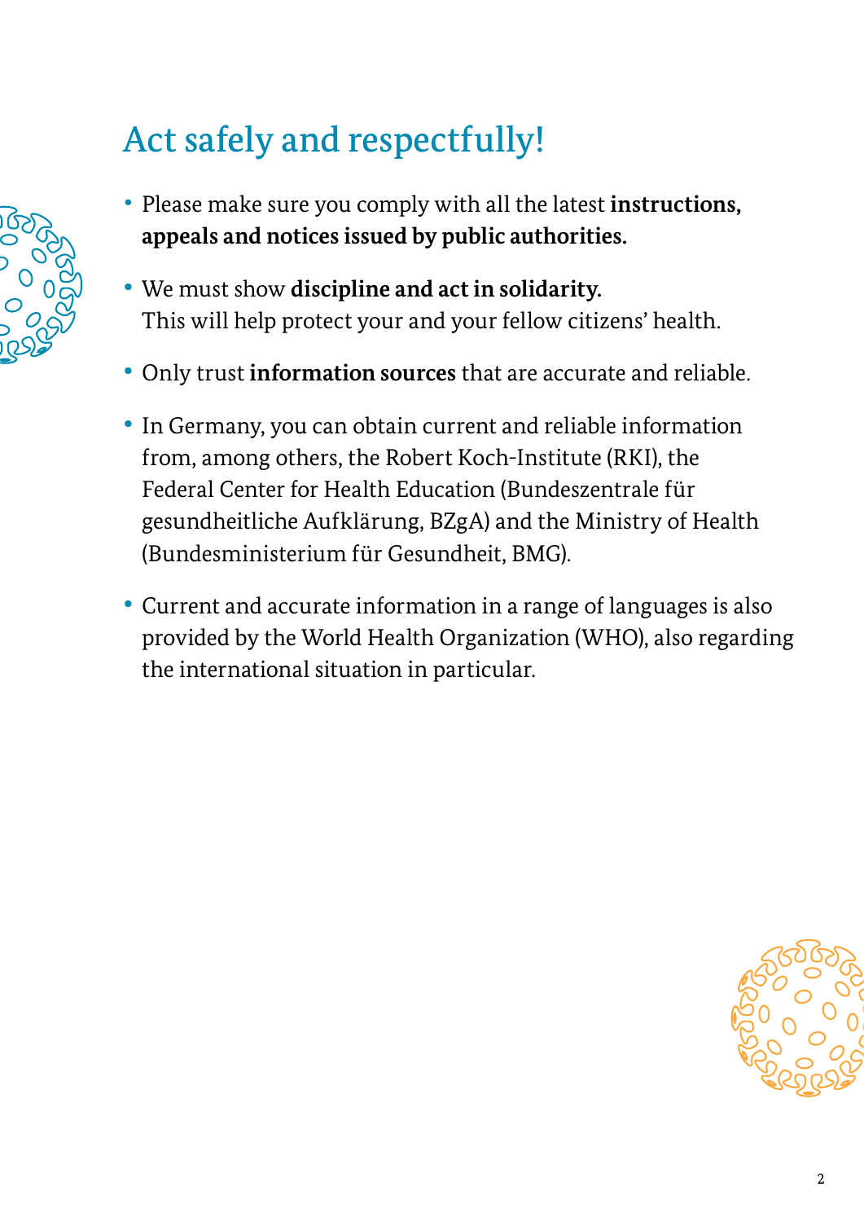# Act safely and respectfully!

- Please make sure you comply with all the latest **instructions, appeals and notices issued by public authorities.**
- We must show **discipline and act in solidarity.** This will help protect your and your fellow citizens' health.
- Only trust **information sources** that are accurate and reliable.
- In Germany, you can obtain current and reliable information from, among others, the Robert Koch-Institute (RKI), the Federal Center for Health Education (Bundeszentrale für gesundheitliche Aufklärung, BZgA) and the Ministry of Health (Bundesministerium für Gesundheit, BMG).
- Current and accurate information in a range of languages is also provided by the World Health Organization (WHO), also regarding the international situation in particular.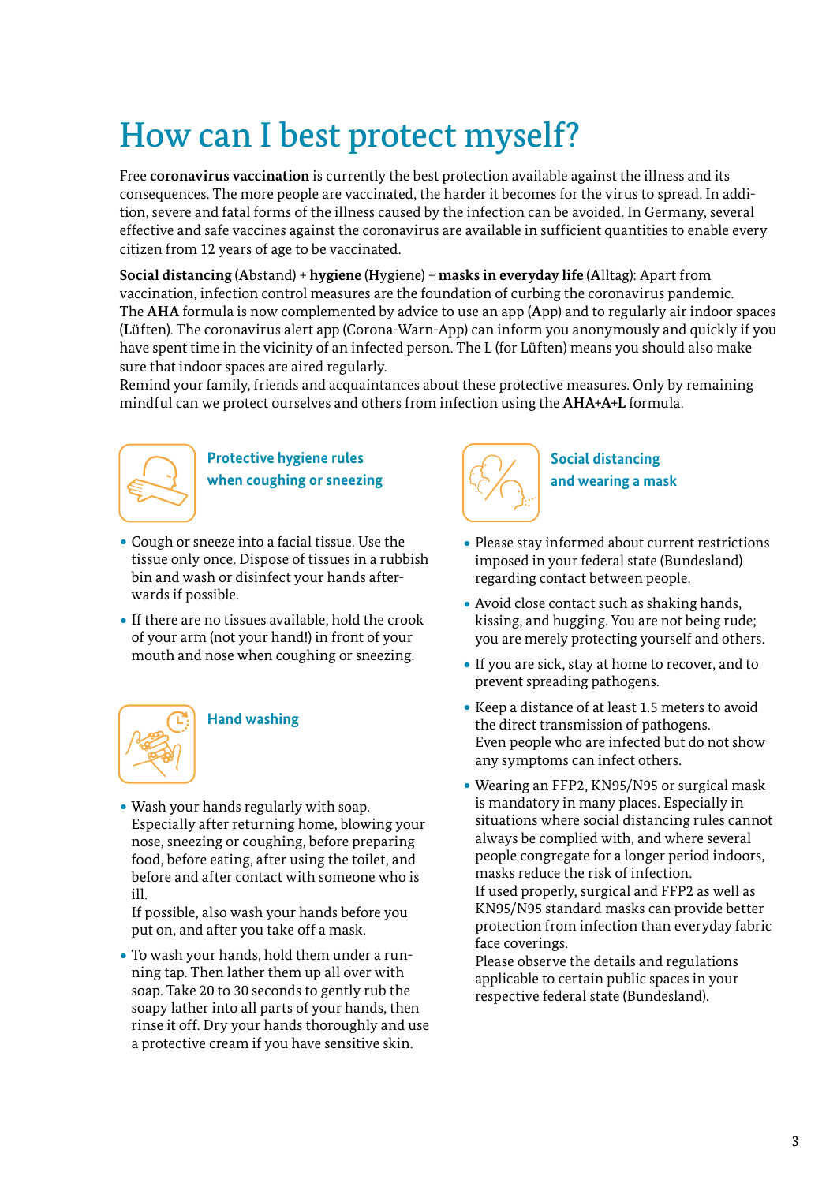# How can I best protect myself?

Free **coronavirus vaccination** is currently the best protection available against the illness and its consequences. The more people are vaccinated, the harder it becomes for the virus to spread. In addition, severe and fatal forms of the illness caused by the infection can be avoided. In Germany, several effective and safe vaccines against the coronavirus are available in sufficient quantities to enable every citizen from 12 years of age to be vaccinated.

**Social distancing** (**A**bstand) + **hygiene** (**H**ygiene) + **masks in everyday life** (**A**lltag): Apart from vaccination, infection control measures are the foundation of curbing the coronavirus pandemic. The **AHA** formula is now complemented by advice to use an app (**A**pp) and to regularly air indoor spaces (**L**üften). The coronavirus alert app (Corona-Warn-App) can inform you anonymously and quickly if you have spent time in the vicinity of an infected person. The L (for Lüften) means you should also make sure that indoor spaces are aired regularly.
Remind your family, friends and acquaintances about these protective measures. Only by remaining mindful can we protect ourselves and others from infection using the **AHA+A+L** formula.

## Protective hygiene rules when coughing or sneezing

- Cough or sneeze into a facial tissue. Use the tissue only once. Dispose of tissues in a rubbish bin and wash or disinfect your hands afterwards if possible.
- If there are no tissues available, hold the crook of your arm (not your hand!) in front of your mouth and nose when coughing or sneezing.

## Hand washing

- Wash your hands regularly with soap. Especially after returning home, blowing your nose, sneezing or coughing, before preparing food, before eating, after using the toilet, and before and after contact with someone who is ill.
  If possible, also wash your hands before you put on, and after you take off a mask.
- To wash your hands, hold them under a running tap. Then lather them up all over with soap. Take 20 to 30 seconds to gently rub the soapy lather into all parts of your hands, then rinse it off. Dry your hands thoroughly and use a protective cream if you have sensitive skin.

## Social distancing and wearing a mask

- Please stay informed about current restrictions imposed in your federal state (Bundesland) regarding contact between people.
- Avoid close contact such as shaking hands, kissing, and hugging. You are not being rude; you are merely protecting yourself and others.
- If you are sick, stay at home to recover, and to prevent spreading pathogens.
- Keep a distance of at least 1.5 meters to avoid the direct transmission of pathogens.
  Even people who are infected but do not show any symptoms can infect others.
- Wearing an FFP2, KN95/N95 or surgical mask is mandatory in many places. Especially in situations where social distancing rules cannot always be complied with, and where several people congregate for a longer period indoors, masks reduce the risk of infection.
  If used properly, surgical and FFP2 as well as KN95/N95 standard masks can provide better protection from infection than everyday fabric face coverings.
  Please observe the details and regulations applicable to certain public spaces in your respective federal state (Bundesland).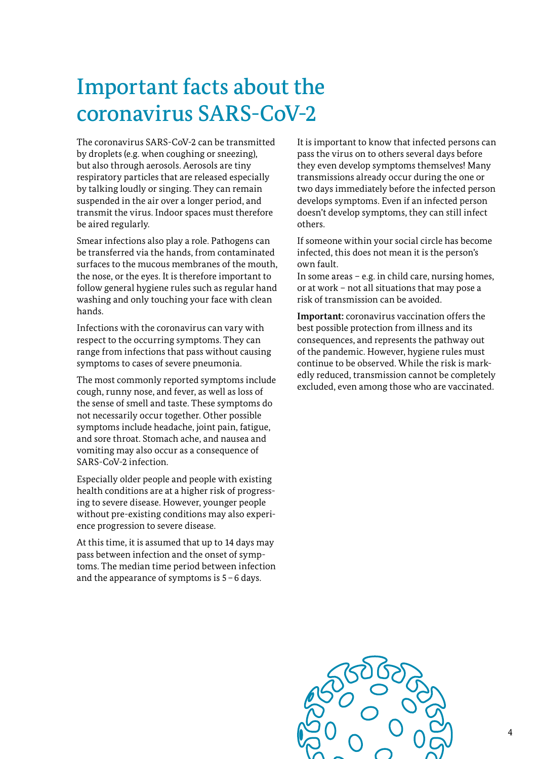# Important facts about the coronavirus SARS-CoV-2

The coronavirus SARS-CoV-2 can be transmitted by droplets (e.g. when coughing or sneezing), but also through aerosols. Aerosols are tiny respiratory particles that are released especially by talking loudly or singing. They can remain suspended in the air over a longer period, and transmit the virus. Indoor spaces must therefore be aired regularly.

Smear infections also play a role. Pathogens can be transferred via the hands, from contaminated surfaces to the mucous membranes of the mouth, the nose, or the eyes. It is therefore important to follow general hygiene rules such as regular hand washing and only touching your face with clean hands.

Infections with the coronavirus can vary with respect to the occurring symptoms. They can range from infections that pass without causing symptoms to cases of severe pneumonia.

The most commonly reported symptoms include cough, runny nose, and fever, as well as loss of the sense of smell and taste. These symptoms do not necessarily occur together. Other possible symptoms include headache, joint pain, fatigue, and sore throat. Stomach ache, and nausea and vomiting may also occur as a consequence of SARS-CoV-2 infection.

Especially older people and people with existing health conditions are at a higher risk of progressing to severe disease. However, younger people without pre-existing conditions may also experience progression to severe disease.

At this time, it is assumed that up to 14 days may pass between infection and the onset of symptoms. The median time period between infection and the appearance of symptoms is 5 – 6 days.

It is important to know that infected persons can pass the virus on to others several days before they even develop symptoms themselves! Many transmissions already occur during the one or two days immediately before the infected person develops symptoms. Even if an infected person doesn't develop symptoms, they can still infect others.

If someone within your social circle has become infected, this does not mean it is the person's own fault.
In some areas – e.g. in child care, nursing homes, or at work – not all situations that may pose a risk of transmission can be avoided.

**Important:** coronavirus vaccination offers the best possible protection from illness and its consequences, and represents the pathway out of the pandemic. However, hygiene rules must continue to be observed. While the risk is markedly reduced, transmission cannot be completely excluded, even among those who are vaccinated.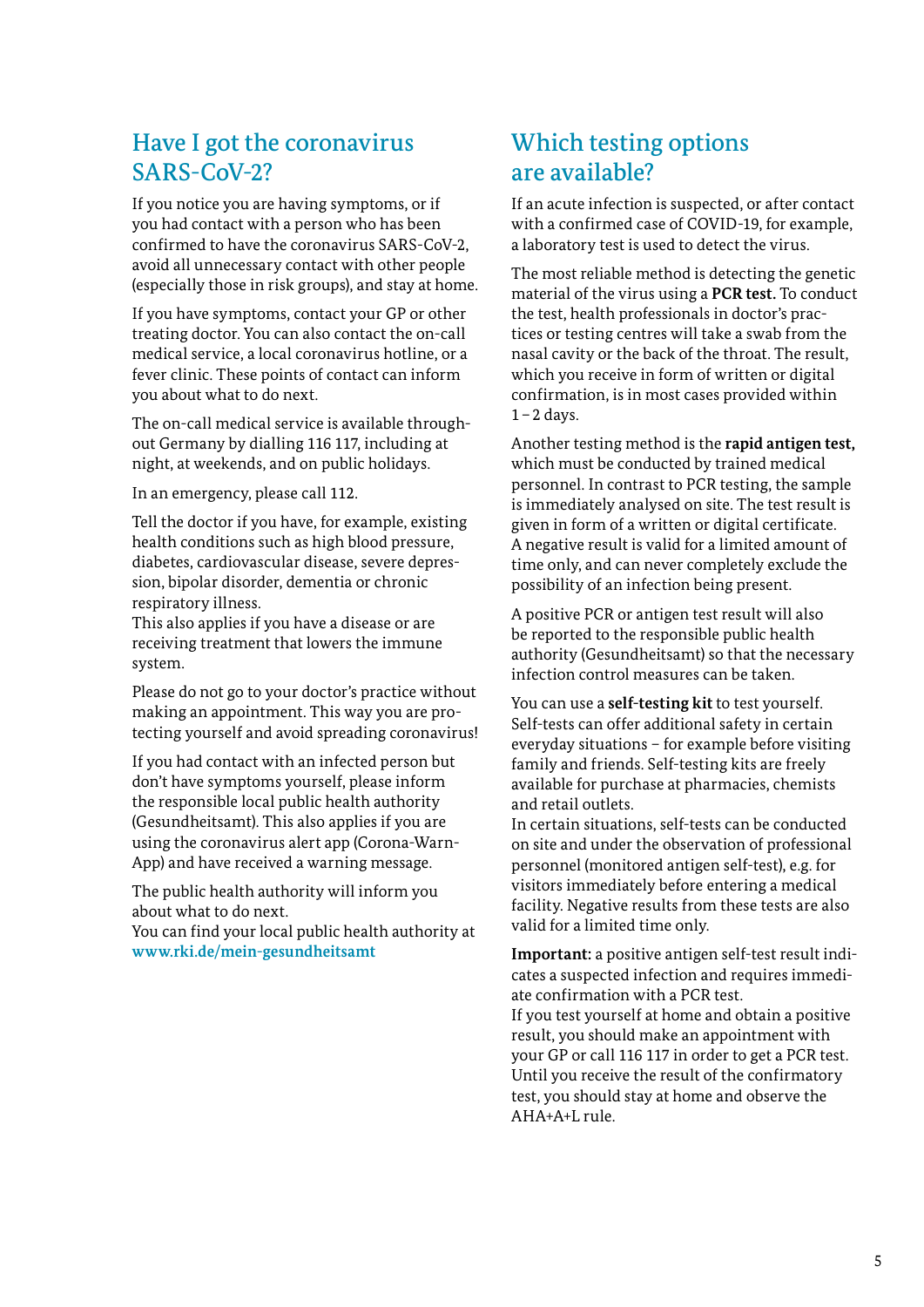## Have I got the coronavirus SARS-CoV-2?

If you notice you are having symptoms, or if you had contact with a person who has been confirmed to have the coronavirus SARS-CoV-2, avoid all unnecessary contact with other people (especially those in risk groups), and stay at home.

If you have symptoms, contact your GP or other treating doctor. You can also contact the on-call medical service, a local coronavirus hotline, or a fever clinic. These points of contact can inform you about what to do next.

The on-call medical service is available throughout Germany by dialling 116 117, including at night, at weekends, and on public holidays.

In an emergency, please call 112.

Tell the doctor if you have, for example, existing health conditions such as high blood pressure, diabetes, cardiovascular disease, severe depression, bipolar disorder, dementia or chronic respiratory illness.
This also applies if you have a disease or are receiving treatment that lowers the immune system.

Please do not go to your doctor's practice without making an appointment. This way you are protecting yourself and avoid spreading coronavirus!

If you had contact with an infected person but don't have symptoms yourself, please inform the responsible local public health authority (Gesundheitsamt). This also applies if you are using the coronavirus alert app (Corona-Warn-App) and have received a warning message.

The public health authority will inform you about what to do next.
You can find your local public health authority at www.rki.de/mein-gesundheitsamt

## Which testing options are available?

If an acute infection is suspected, or after contact with a confirmed case of COVID-19, for example, a laboratory test is used to detect the virus.

The most reliable method is detecting the genetic material of the virus using a **PCR test.** To conduct the test, health professionals in doctor's practices or testing centres will take a swab from the nasal cavity or the back of the throat. The result, which you receive in form of written or digital confirmation, is in most cases provided within 1 – 2 days.

Another testing method is the **rapid antigen test,** which must be conducted by trained medical personnel. In contrast to PCR testing, the sample is immediately analysed on site. The test result is given in form of a written or digital certificate. A negative result is valid for a limited amount of time only, and can never completely exclude the possibility of an infection being present.

A positive PCR or antigen test result will also be reported to the responsible public health authority (Gesundheitsamt) so that the necessary infection control measures can be taken.

You can use a **self-testing kit** to test yourself. Self-tests can offer additional safety in certain everyday situations – for example before visiting family and friends. Self-testing kits are freely available for purchase at pharmacies, chemists and retail outlets.
In certain situations, self-tests can be conducted on site and under the observation of professional personnel (monitored antigen self-test), e.g. for visitors immediately before entering a medical facility. Negative results from these tests are also valid for a limited time only.

**Important:** a positive antigen self-test result indicates a suspected infection and requires immediate confirmation with a PCR test.
If you test yourself at home and obtain a positive result, you should make an appointment with your GP or call 116 117 in order to get a PCR test. Until you receive the result of the confirmatory test, you should stay at home and observe the AHA+A+L rule.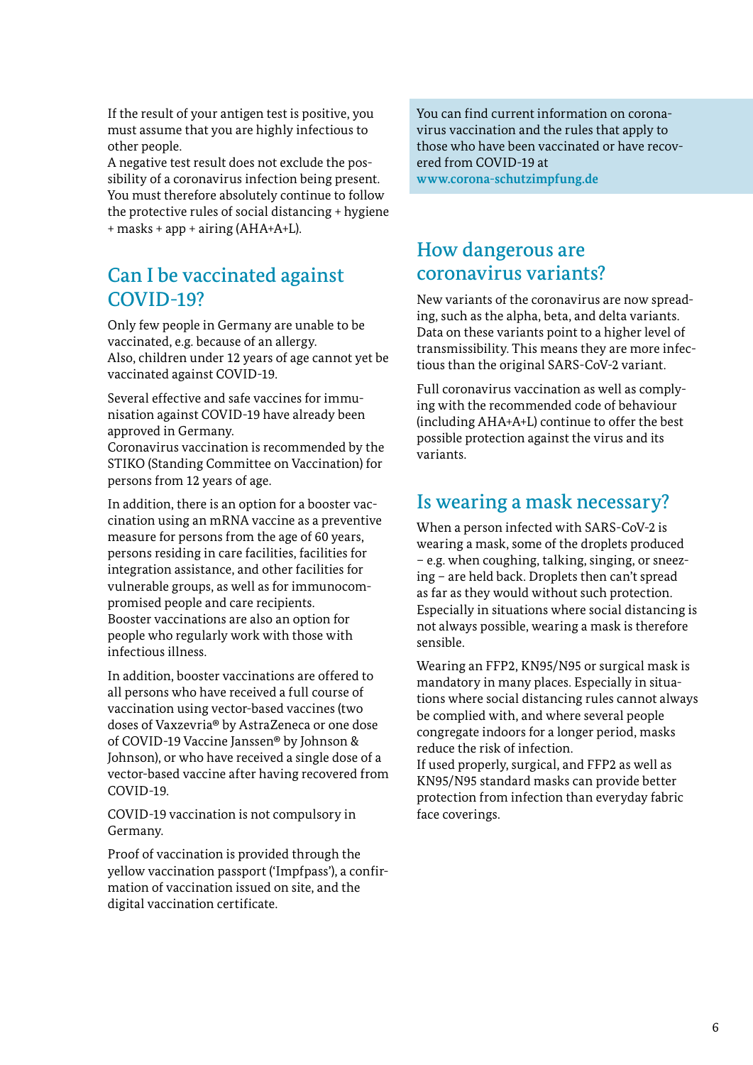If the result of your antigen test is positive, you must assume that you are highly infectious to other people.
A negative test result does not exclude the possibility of a coronavirus infection being present. You must therefore absolutely continue to follow the protective rules of social distancing + hygiene + masks + app + airing (AHA+A+L).

## Can I be vaccinated against COVID-19?

Only few people in Germany are unable to be vaccinated, e.g. because of an allergy.
Also, children under 12 years of age cannot yet be vaccinated against COVID-19.

Several effective and safe vaccines for immunisation against COVID-19 have already been approved in Germany.
Coronavirus vaccination is recommended by the STIKO (Standing Committee on Vaccination) for persons from 12 years of age.

In addition, there is an option for a booster vaccination using an mRNA vaccine as a preventive measure for persons from the age of 60 years, persons residing in care facilities, facilities for integration assistance, and other facilities for vulnerable groups, as well as for immunocompromised people and care recipients.
Booster vaccinations are also an option for people who regularly work with those with infectious illness.

In addition, booster vaccinations are offered to all persons who have received a full course of vaccination using vector-based vaccines (two doses of Vaxzevria® by AstraZeneca or one dose of COVID-19 Vaccine Janssen® by Johnson & Johnson), or who have received a single dose of a vector-based vaccine after having recovered from COVID-19.

COVID-19 vaccination is not compulsory in Germany.

Proof of vaccination is provided through the yellow vaccination passport ('Impfpass'), a confirmation of vaccination issued on site, and the digital vaccination certificate.

You can find current information on coronavirus vaccination and the rules that apply to those who have been vaccinated or have recovered from COVID-19 at
**www.corona-schutzimpfung.de**

## How dangerous are coronavirus variants?

New variants of the coronavirus are now spreading, such as the alpha, beta, and delta variants. Data on these variants point to a higher level of transmissibility. This means they are more infectious than the original SARS-CoV-2 variant.

Full coronavirus vaccination as well as complying with the recommended code of behaviour (including AHA+A+L) continue to offer the best possible protection against the virus and its variants.

## Is wearing a mask necessary?

When a person infected with SARS-CoV-2 is wearing a mask, some of the droplets produced – e.g. when coughing, talking, singing, or sneezing – are held back. Droplets then can't spread as far as they would without such protection. Especially in situations where social distancing is not always possible, wearing a mask is therefore sensible.

Wearing an FFP2, KN95/N95 or surgical mask is mandatory in many places. Especially in situations where social distancing rules cannot always be complied with, and where several people congregate indoors for a longer period, masks reduce the risk of infection.
If used properly, surgical, and FFP2 as well as KN95/N95 standard masks can provide better protection from infection than everyday fabric face coverings.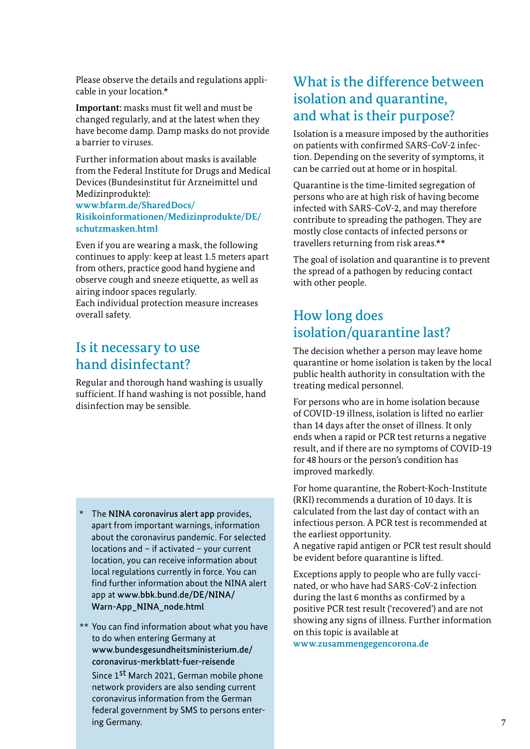Please observe the details and regulations applicable in your location.*

**Important:** masks must fit well and must be changed regularly, and at the latest when they have become damp. Damp masks do not provide a barrier to viruses.

Further information about masks is available from the Federal Institute for Drugs and Medical Devices (Bundesinstitut für Arzneimittel und Medizinprodukte):
**www.bfarm.de/SharedDocs/Risikoinformationen/Medizinprodukte/DE/schutzmasken.html**

Even if you are wearing a mask, the following continues to apply: keep at least 1.5 meters apart from others, practice good hand hygiene and observe cough and sneeze etiquette, as well as airing indoor spaces regularly.
Each individual protection measure increases overall safety.

## Is it necessary to use hand disinfectant?

Regular and thorough hand washing is usually sufficient. If hand washing is not possible, hand disinfection may be sensible.

\* The **NINA coronavirus alert app** provides, apart from important warnings, information about the coronavirus pandemic. For selected locations and – if activated – your current location, you can receive information about local regulations currently in force. You can find further information about the NINA alert app at **www.bbk.bund.de/DE/NINA/Warn-App_NINA_node.html**

\*\* You can find information about what you have to do when entering Germany at **www.bundesgesundheitsministerium.de/coronavirus-merkblatt-fuer-reisende**
Since 1st March 2021, German mobile phone network providers are also sending current coronavirus information from the German federal government by SMS to persons entering Germany.

## What is the difference between isolation and quarantine, and what is their purpose?

Isolation is a measure imposed by the authorities on patients with confirmed SARS-CoV-2 infection. Depending on the severity of symptoms, it can be carried out at home or in hospital.

Quarantine is the time-limited segregation of persons who are at high risk of having become infected with SARS-CoV-2, and may therefore contribute to spreading the pathogen. They are mostly close contacts of infected persons or travellers returning from risk areas.**

The goal of isolation and quarantine is to prevent the spread of a pathogen by reducing contact with other people.

## How long does isolation/quarantine last?

The decision whether a person may leave home quarantine or home isolation is taken by the local public health authority in consultation with the treating medical personnel.

For persons who are in home isolation because of COVID-19 illness, isolation is lifted no earlier than 14 days after the onset of illness. It only ends when a rapid or PCR test returns a negative result, and if there are no symptoms of COVID-19 for 48 hours or the person's condition has improved markedly.

For home quarantine, the Robert-Koch-Institute (RKI) recommends a duration of 10 days. It is calculated from the last day of contact with an infectious person. A PCR test is recommended at the earliest opportunity.
A negative rapid antigen or PCR test result should be evident before quarantine is lifted.

Exceptions apply to people who are fully vaccinated, or who have had SARS-CoV-2 infection during the last 6 months as confirmed by a positive PCR test result ('recovered') and are not showing any signs of illness. Further information on this topic is available at
**www.zusammengegencorona.de**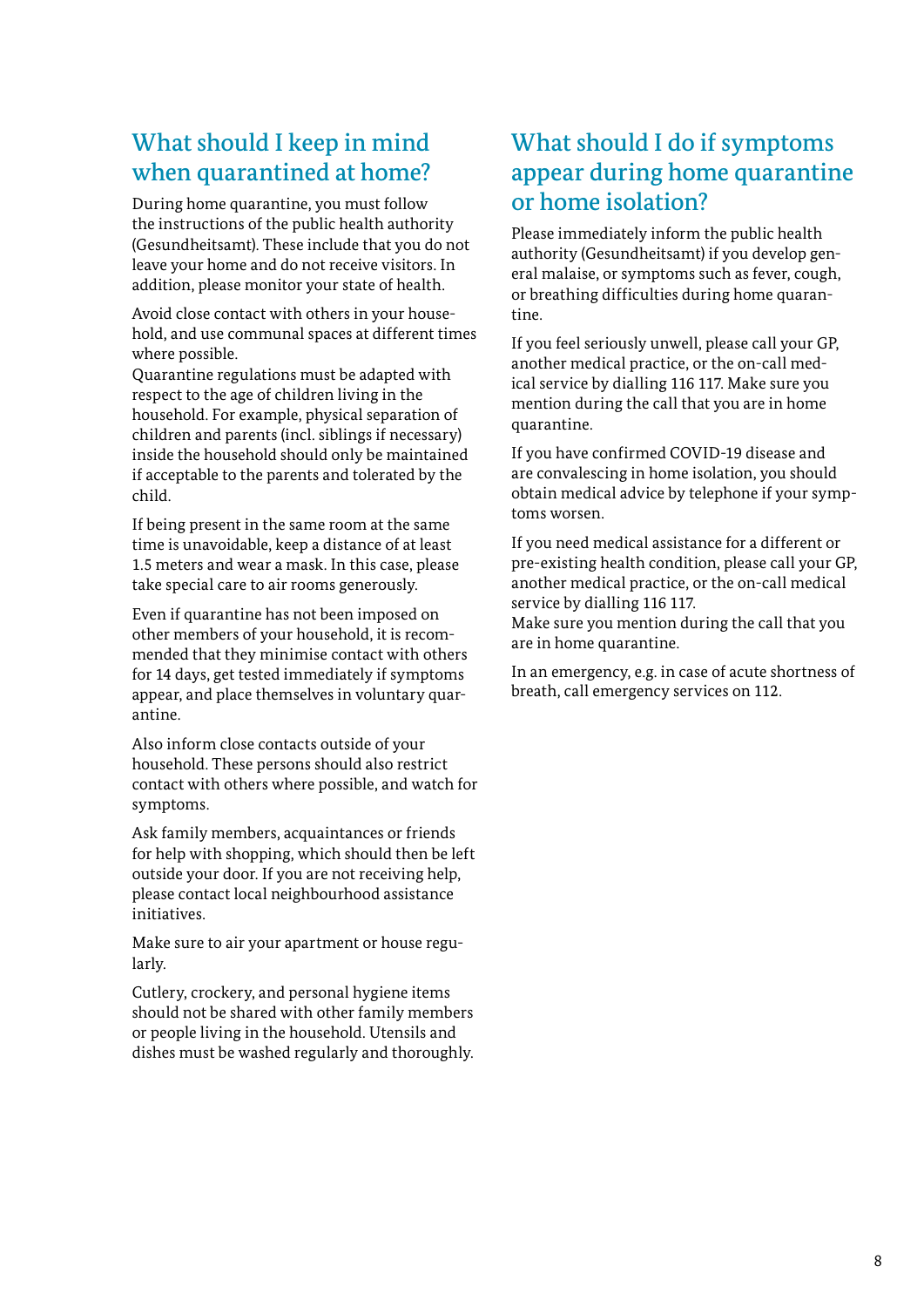## What should I keep in mind when quarantined at home?

During home quarantine, you must follow the instructions of the public health authority (Gesundheitsamt). These include that you do not leave your home and do not receive visitors. In addition, please monitor your state of health.

Avoid close contact with others in your household, and use communal spaces at different times where possible.
Quarantine regulations must be adapted with respect to the age of children living in the household. For example, physical separation of children and parents (incl. siblings if necessary) inside the household should only be maintained if acceptable to the parents and tolerated by the child.

If being present in the same room at the same time is unavoidable, keep a distance of at least 1.5 meters and wear a mask. In this case, please take special care to air rooms generously.

Even if quarantine has not been imposed on other members of your household, it is recommended that they minimise contact with others for 14 days, get tested immediately if symptoms appear, and place themselves in voluntary quarantine.

Also inform close contacts outside of your household. These persons should also restrict contact with others where possible, and watch for symptoms.

Ask family members, acquaintances or friends for help with shopping, which should then be left outside your door. If you are not receiving help, please contact local neighbourhood assistance initiatives.

Make sure to air your apartment or house regularly.

Cutlery, crockery, and personal hygiene items should not be shared with other family members or people living in the household. Utensils and dishes must be washed regularly and thoroughly.

## What should I do if symptoms appear during home quarantine or home isolation?

Please immediately inform the public health authority (Gesundheitsamt) if you develop general malaise, or symptoms such as fever, cough, or breathing difficulties during home quarantine.

If you feel seriously unwell, please call your GP, another medical practice, or the on-call medical service by dialling 116 117. Make sure you mention during the call that you are in home quarantine.

If you have confirmed COVID-19 disease and are convalescing in home isolation, you should obtain medical advice by telephone if your symptoms worsen.

If you need medical assistance for a different or pre-existing health condition, please call your GP, another medical practice, or the on-call medical service by dialling 116 117.
Make sure you mention during the call that you are in home quarantine.

In an emergency, e.g. in case of acute shortness of breath, call emergency services on 112.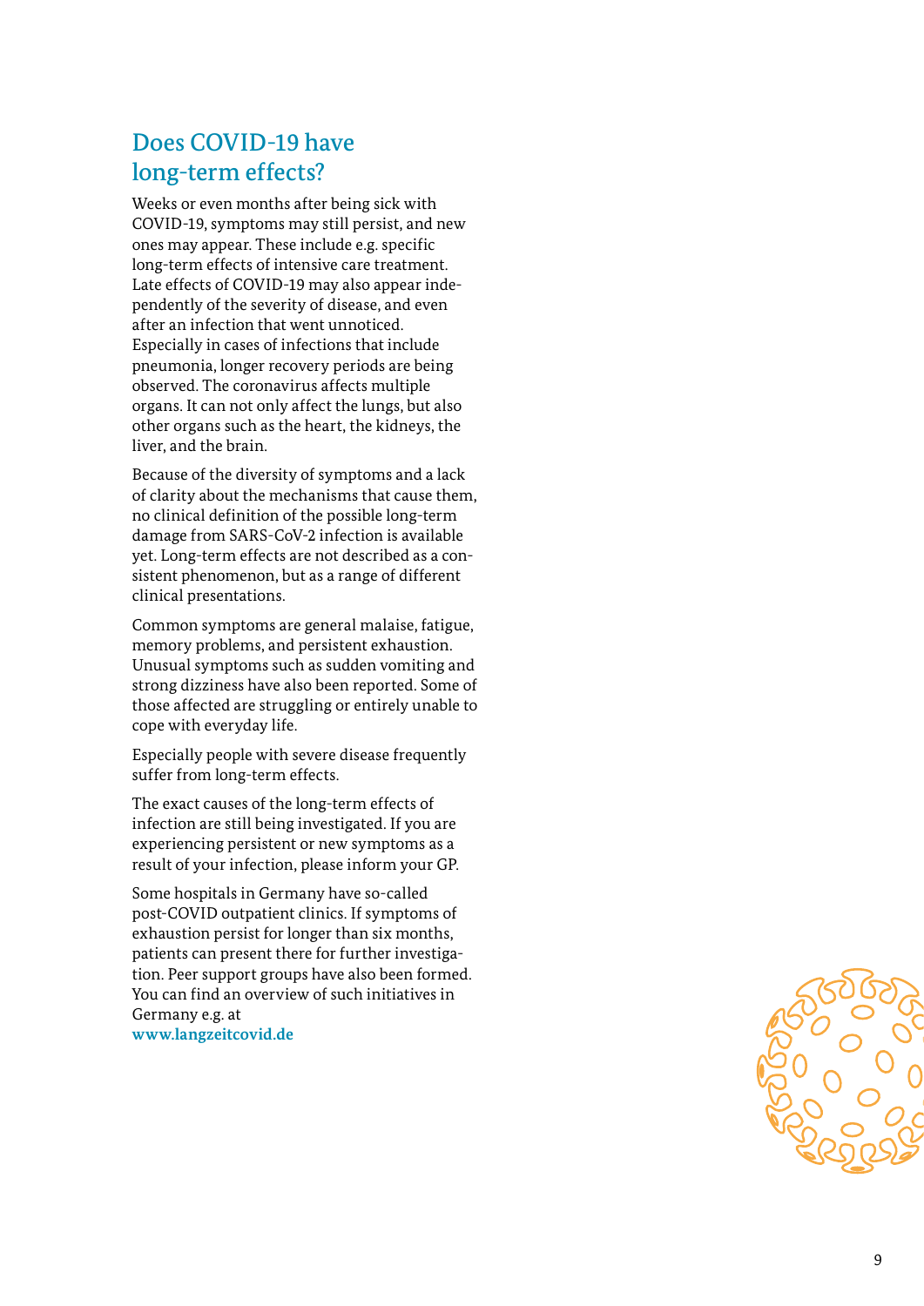## Does COVID-19 have long-term effects?

Weeks or even months after being sick with COVID-19, symptoms may still persist, and new ones may appear. These include e.g. specific long-term effects of intensive care treatment. Late effects of COVID-19 may also appear independently of the severity of disease, and even after an infection that went unnoticed. Especially in cases of infections that include pneumonia, longer recovery periods are being observed. The coronavirus affects multiple organs. It can not only affect the lungs, but also other organs such as the heart, the kidneys, the liver, and the brain.

Because of the diversity of symptoms and a lack of clarity about the mechanisms that cause them, no clinical definition of the possible long-term damage from SARS-CoV-2 infection is available yet. Long-term effects are not described as a consistent phenomenon, but as a range of different clinical presentations.

Common symptoms are general malaise, fatigue, memory problems, and persistent exhaustion. Unusual symptoms such as sudden vomiting and strong dizziness have also been reported. Some of those affected are struggling or entirely unable to cope with everyday life.

Especially people with severe disease frequently suffer from long-term effects.

The exact causes of the long-term effects of infection are still being investigated. If you are experiencing persistent or new symptoms as a result of your infection, please inform your GP.

Some hospitals in Germany have so-called post-COVID outpatient clinics. If symptoms of exhaustion persist for longer than six months, patients can present there for further investigation. Peer support groups have also been formed. You can find an overview of such initiatives in Germany e.g. at **www.langzeitcovid.de**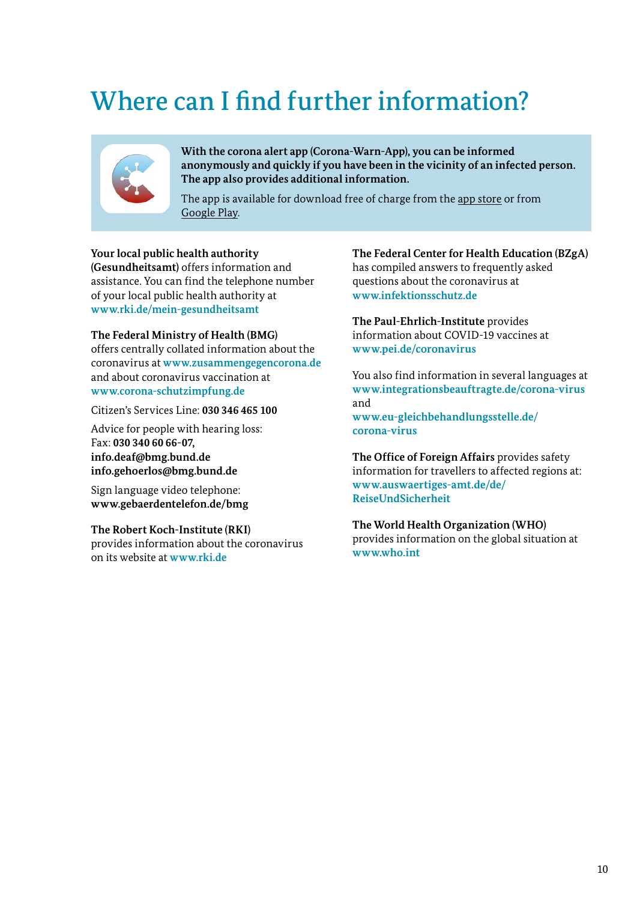# Where can I find further information?

**With the corona alert app (Corona-Warn-App), you can be informed anonymously and quickly if you have been in the vicinity of an infected person. The app also provides additional information.**

The app is available for download free of charge from the app store or from Google Play.

**Your local public health authority (Gesundheitsamt)** offers information and assistance. You can find the telephone number of your local public health authority at **www.rki.de/mein-gesundheitsamt**

**The Federal Ministry of Health (BMG)** offers centrally collated information about the coronavirus at **www.zusammengegencorona.de** and about coronavirus vaccination at **www.corona-schutzimpfung.de**

Citizen's Services Line: **030 346 465 100**

Advice for people with hearing loss:
Fax: **030 340 60 66-07,**
**info.deaf@bmg.bund.de**
**info.gehoerlos@bmg.bund.de**

Sign language video telephone:
**www.gebaerdentelefon.de/bmg**

**The Robert Koch-Institute (RKI)** provides information about the coronavirus on its website at **www.rki.de**

**The Federal Center for Health Education (BZgA)** has compiled answers to frequently asked questions about the coronavirus at **www.infektionsschutz.de**

**The Paul-Ehrlich-Institute** provides information about COVID-19 vaccines at **www.pei.de/coronavirus**

You also find information in several languages at **www.integrationsbeauftragte.de/corona-virus** and **www.eu-gleichbehandlungsstelle.de/corona-virus**

**The Office of Foreign Affairs** provides safety information for travellers to affected regions at: **www.auswaertiges-amt.de/de/ReiseUndSicherheit**

**The World Health Organization (WHO)** provides information on the global situation at **www.who.int**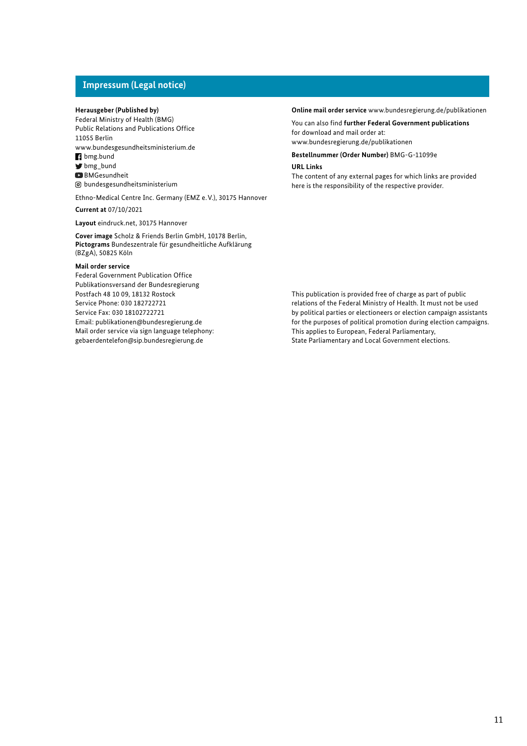## Impressum (Legal notice)

**Herausgeber (Published by)**
Federal Ministry of Health (BMG)
Public Relations and Publications Office
11055 Berlin
www.bundesgesundheitsministerium.de
bmg.bund
bmg_bund
BMGesundheit
bundesgesundheitsministerium

Ethno-Medical Centre Inc. Germany (EMZ e. V.), 30175 Hannover

**Current at** 07/10/2021

**Layout** eindruck.net, 30175 Hannover

**Cover image** Scholz & Friends Berlin GmbH, 10178 Berlin,
**Pictograms** Bundeszentrale für gesundheitliche Aufklärung (BZgA), 50825 Köln

**Mail order service**
Federal Government Publication Office
Publikationsversand der Bundesregierung
Postfach 48 10 09, 18132 Rostock
Service Phone: 030 182722721
Service Fax: 030 18102722721
Email: publikationen@bundesregierung.de
Mail order service via sign language telephony:
gebaerdentelefon@sip.bundesregierung.de

**Online mail order service** www.bundesregierung.de/publikationen

You can also find **further Federal Government publications** for download and mail order at:
www.bundesregierung.de/publikationen

**Bestellnummer (Order Number)** BMG-G-11099e

**URL Links**
The content of any external pages for which links are provided here is the responsibility of the respective provider.

This publication is provided free of charge as part of public relations of the Federal Ministry of Health. It must not be used by political parties or electioneers or election campaign assistants for the purposes of political promotion during election campaigns. This applies to European, Federal Parliamentary, State Parliamentary and Local Government elections.